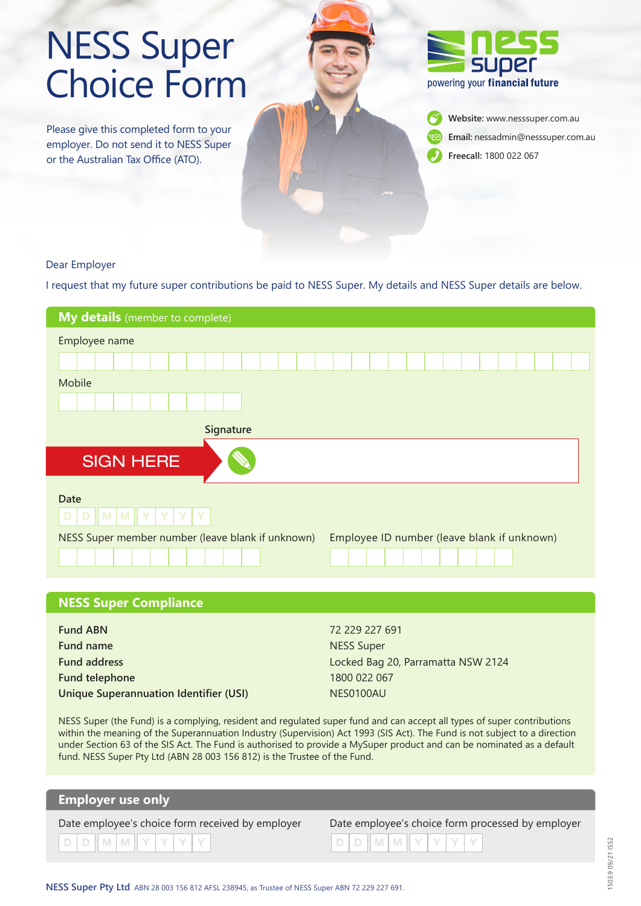# NESS Super Choice Form

Please give this completed form to your employer. Do not send it to NESS Super or the Australian Tax Office (ATO).

**ness super**
powering your **financial future**

**Website:** www.nesssuper.com.au
**Email:** nessadmin@nesssuper.com.au
**Freecall:** 1800 022 067

Dear Employer

I request that my future super contributions be paid to NESS Super. My details and NESS Super details are below.

## My details (member to complete)

Employee name

Mobile

Signature

SIGN HERE

Date
D D M M Y Y Y Y

NESS Super member number (leave blank if unknown)

Employee ID number (leave blank if unknown)

## NESS Super Compliance

| | |
|---|---|
| **Fund ABN** | 72 229 227 691 |
| **Fund name** | NESS Super |
| **Fund address** | Locked Bag 20, Parramatta NSW 2124 |
| **Fund telephone** | 1800 022 067 |
| **Unique Superannuation Identifier (USI)** | NES0100AU |

NESS Super (the Fund) is a complying, resident and regulated super fund and can accept all types of super contributions within the meaning of the Superannuation Industry (Supervision) Act 1993 (SIS Act). The Fund is not subject to a direction under Section 63 of the SIS Act. The Fund is authorised to provide a MySuper product and can be nominated as a default fund. NESS Super Pty Ltd (ABN 28 003 156 812) is the Trustee of the Fund.

## Employer use only

Date employee's choice form received by employer
D D M M Y Y Y Y

Date employee's choice form processed by employer
D D M M Y Y Y Y

**NESS Super Pty Ltd** ABN 28 003 156 812 AFSL 238945, as Trustee of NESS Super ABN 72 229 227 691.

15039 09/21 ISS2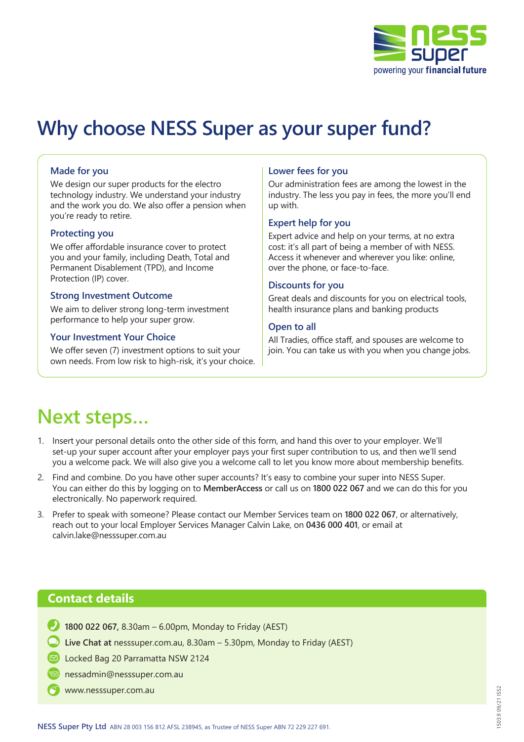NESS Super

powering your **financial future**

# Why choose NESS Super as your super fund?

### Made for you

We design our super products for the electro technology industry. We understand your industry and the work you do. We also offer a pension when you're ready to retire.

### Protecting you

We offer affordable insurance cover to protect you and your family, including Death, Total and Permanent Disablement (TPD), and Income Protection (IP) cover.

### Strong Investment Outcome

We aim to deliver strong long-term investment performance to help your super grow.

### Your Investment Your Choice

We offer seven (7) investment options to suit your own needs. From low risk to high-risk, it's your choice.

### Lower fees for you

Our administration fees are among the lowest in the industry. The less you pay in fees, the more you'll end up with.

### Expert help for you

Expert advice and help on your terms, at no extra cost: it's all part of being a member of with NESS. Access it whenever and wherever you like: online, over the phone, or face-to-face.

### Discounts for you

Great deals and discounts for you on electrical tools, health insurance plans and banking products

### Open to all

All Tradies, office staff, and spouses are welcome to join. You can take us with you when you change jobs.

# Next steps...

1. Insert your personal details onto the other side of this form, and hand this over to your employer. We'll set-up your super account after your employer pays your first super contribution to us, and then we'll send you a welcome pack. We will also give you a welcome call to let you know more about membership benefits.
2. Find and combine. Do you have other super accounts? It's easy to combine your super into NESS Super. You can either do this by logging on to **MemberAccess** or call us on **1800 022 067** and we can do this for you electronically. No paperwork required.
3. Prefer to speak with someone? Please contact our Member Services team on **1800 022 067**, or alternatively, reach out to your local Employer Services Manager Calvin Lake, on **0436 000 401**, or email at calvin.lake@nesssuper.com.au

## Contact details

- **1800 022 067,** 8.30am – 6.00pm, Monday to Friday (AEST)
- **Live Chat at** nesssuper.com.au, 8.30am – 5.30pm, Monday to Friday (AEST)
- Locked Bag 20 Parramatta NSW 2124
- nessadmin@nesssuper.com.au
- www.nesssuper.com.au

**NESS Super Pty Ltd** ABN 28 003 156 812 AFSL 238945, as Trustee of NESS Super ABN 72 229 227 691.

15039 09/21 ISS2